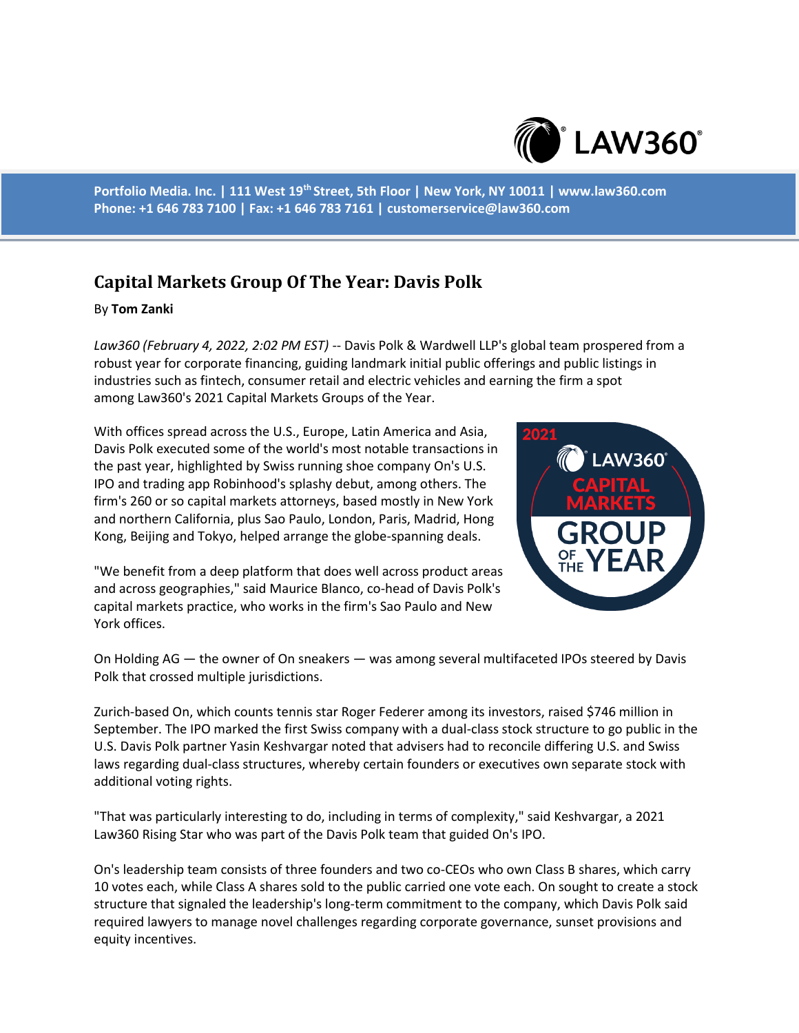Portfolio Media. Inc. | 111 West 19th Street, 5th Floor | New York, NY 10011 | www.law360.com
Phone: +1 646 783 7100 | Fax: +1 646 783 7161 | customerservice@law360.com

## Capital Markets Group Of The Year: Davis Polk

By **Tom Zanki**

*Law360 (February 4, 2022, 2:02 PM EST)* -- Davis Polk & Wardwell LLP's global team prospered from a robust year for corporate financing, guiding landmark initial public offerings and public listings in industries such as fintech, consumer retail and electric vehicles and earning the firm a spot among Law360's 2021 Capital Markets Groups of the Year.

With offices spread across the U.S., Europe, Latin America and Asia, Davis Polk executed some of the world's most notable transactions in the past year, highlighted by Swiss running shoe company On's U.S. IPO and trading app Robinhood's splashy debut, among others. The firm's 260 or so capital markets attorneys, based mostly in New York and northern California, plus Sao Paulo, London, Paris, Madrid, Hong Kong, Beijing and Tokyo, helped arrange the globe-spanning deals.

"We benefit from a deep platform that does well across product areas and across geographies," said Maurice Blanco, co-head of Davis Polk's capital markets practice, who works in the firm's Sao Paulo and New York offices.

On Holding AG — the owner of On sneakers — was among several multifaceted IPOs steered by Davis Polk that crossed multiple jurisdictions.

Zurich-based On, which counts tennis star Roger Federer among its investors, raised $746 million in September. The IPO marked the first Swiss company with a dual-class stock structure to go public in the U.S. Davis Polk partner Yasin Keshvargar noted that advisers had to reconcile differing U.S. and Swiss laws regarding dual-class structures, whereby certain founders or executives own separate stock with additional voting rights.

"That was particularly interesting to do, including in terms of complexity," said Keshvargar, a 2021 Law360 Rising Star who was part of the Davis Polk team that guided On's IPO.

On's leadership team consists of three founders and two co-CEOs who own Class B shares, which carry 10 votes each, while Class A shares sold to the public carried one vote each. On sought to create a stock structure that signaled the leadership's long-term commitment to the company, which Davis Polk said required lawyers to manage novel challenges regarding corporate governance, sunset provisions and equity incentives.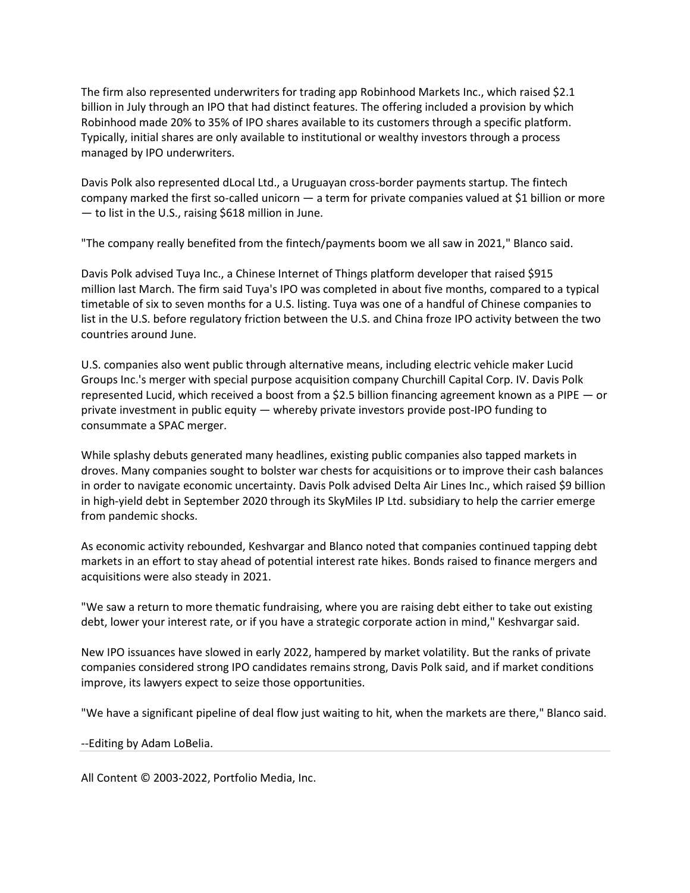The firm also represented underwriters for trading app Robinhood Markets Inc., which raised $2.1 billion in July through an IPO that had distinct features. The offering included a provision by which Robinhood made 20% to 35% of IPO shares available to its customers through a specific platform. Typically, initial shares are only available to institutional or wealthy investors through a process managed by IPO underwriters.

Davis Polk also represented dLocal Ltd., a Uruguayan cross-border payments startup. The fintech company marked the first so-called unicorn — a term for private companies valued at $1 billion or more — to list in the U.S., raising $618 million in June.

"The company really benefited from the fintech/payments boom we all saw in 2021," Blanco said.

Davis Polk advised Tuya Inc., a Chinese Internet of Things platform developer that raised $915 million last March. The firm said Tuya's IPO was completed in about five months, compared to a typical timetable of six to seven months for a U.S. listing. Tuya was one of a handful of Chinese companies to list in the U.S. before regulatory friction between the U.S. and China froze IPO activity between the two countries around June.

U.S. companies also went public through alternative means, including electric vehicle maker Lucid Groups Inc.'s merger with special purpose acquisition company Churchill Capital Corp. IV. Davis Polk represented Lucid, which received a boost from a $2.5 billion financing agreement known as a PIPE — or private investment in public equity — whereby private investors provide post-IPO funding to consummate a SPAC merger.

While splashy debuts generated many headlines, existing public companies also tapped markets in droves. Many companies sought to bolster war chests for acquisitions or to improve their cash balances in order to navigate economic uncertainty. Davis Polk advised Delta Air Lines Inc., which raised $9 billion in high-yield debt in September 2020 through its SkyMiles IP Ltd. subsidiary to help the carrier emerge from pandemic shocks.

As economic activity rebounded, Keshvargar and Blanco noted that companies continued tapping debt markets in an effort to stay ahead of potential interest rate hikes. Bonds raised to finance mergers and acquisitions were also steady in 2021.

"We saw a return to more thematic fundraising, where you are raising debt either to take out existing debt, lower your interest rate, or if you have a strategic corporate action in mind," Keshvargar said.

New IPO issuances have slowed in early 2022, hampered by market volatility. But the ranks of private companies considered strong IPO candidates remains strong, Davis Polk said, and if market conditions improve, its lawyers expect to seize those opportunities.

"We have a significant pipeline of deal flow just waiting to hit, when the markets are there," Blanco said.

--Editing by Adam LoBelia.

---

All Content © 2003-2022, Portfolio Media, Inc.